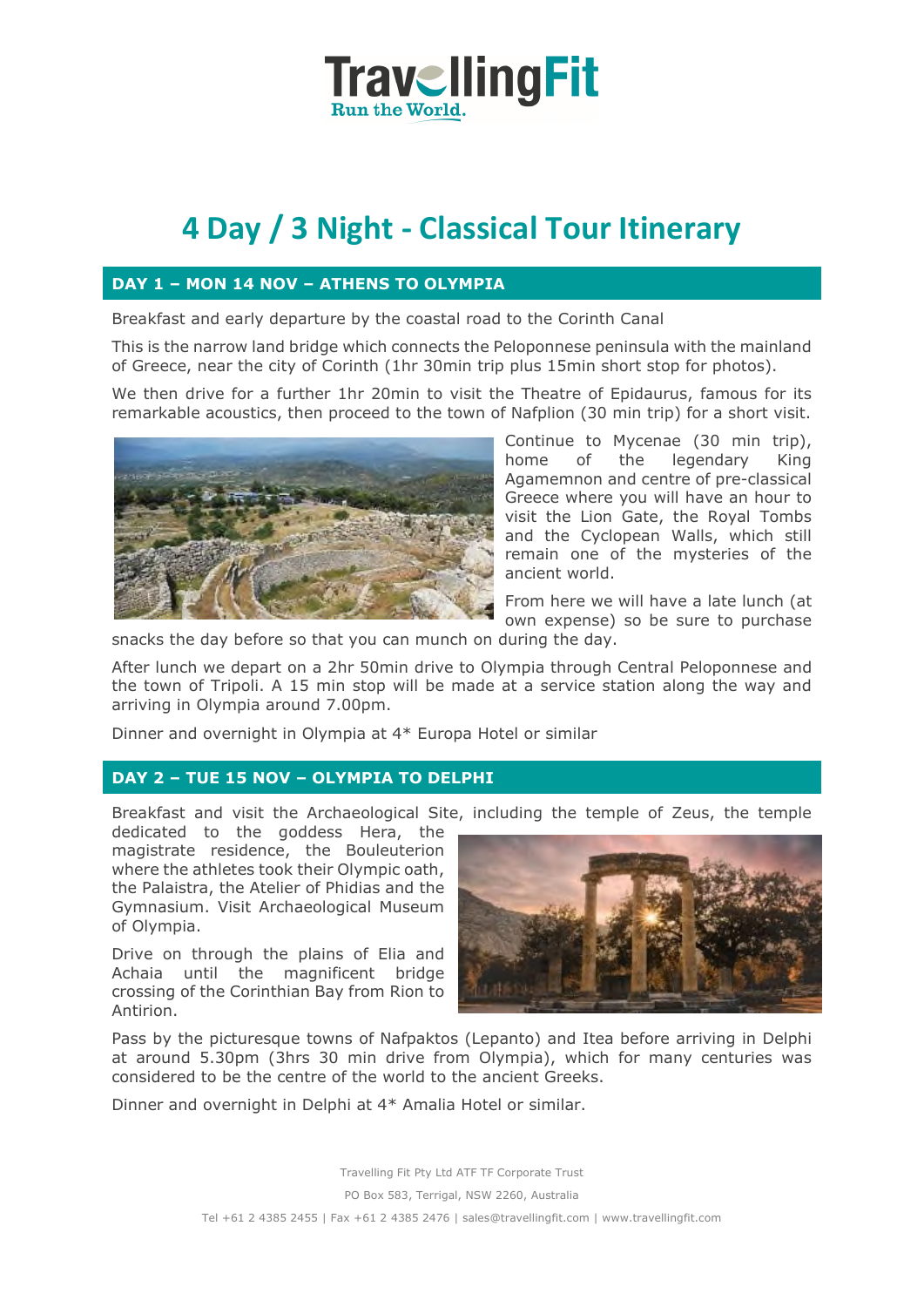TravellingFit
Run the World.

# 4 Day / 3 Night - Classical Tour Itinerary

## DAY 1 – MON 14 NOV – ATHENS TO OLYMPIA

Breakfast and early departure by the coastal road to the Corinth Canal

This is the narrow land bridge which connects the Peloponnese peninsula with the mainland of Greece, near the city of Corinth (1hr 30min trip plus 15min short stop for photos).

We then drive for a further 1hr 20min to visit the Theatre of Epidaurus, famous for its remarkable acoustics, then proceed to the town of Nafplion (30 min trip) for a short visit.

Continue to Mycenae (30 min trip), home of the legendary King Agamemnon and centre of pre-classical Greece where you will have an hour to visit the Lion Gate, the Royal Tombs and the Cyclopean Walls, which still remain one of the mysteries of the ancient world.

From here we will have a late lunch (at own expense) so be sure to purchase snacks the day before so that you can munch on during the day.

After lunch we depart on a 2hr 50min drive to Olympia through Central Peloponnese and the town of Tripoli. A 15 min stop will be made at a service station along the way and arriving in Olympia around 7.00pm.

Dinner and overnight in Olympia at 4* Europa Hotel or similar

## DAY 2 – TUE 15 NOV – OLYMPIA TO DELPHI

Breakfast and visit the Archaeological Site, including the temple of Zeus, the temple dedicated to the goddess Hera, the magistrate residence, the Bouleuterion where the athletes took their Olympic oath, the Palaistra, the Atelier of Phidias and the Gymnasium. Visit Archaeological Museum of Olympia.

Drive on through the plains of Elia and Achaia until the magnificent bridge crossing of the Corinthian Bay from Rion to Antirion.

Pass by the picturesque towns of Nafpaktos (Lepanto) and Itea before arriving in Delphi at around 5.30pm (3hrs 30 min drive from Olympia), which for many centuries was considered to be the centre of the world to the ancient Greeks.

Dinner and overnight in Delphi at 4* Amalia Hotel or similar.

Travelling Fit Pty Ltd ATF TF Corporate Trust
PO Box 583, Terrigal, NSW 2260, Australia
Tel +61 2 4385 2455 | Fax +61 2 4385 2476 | sales@travellingfit.com | www.travellingfit.com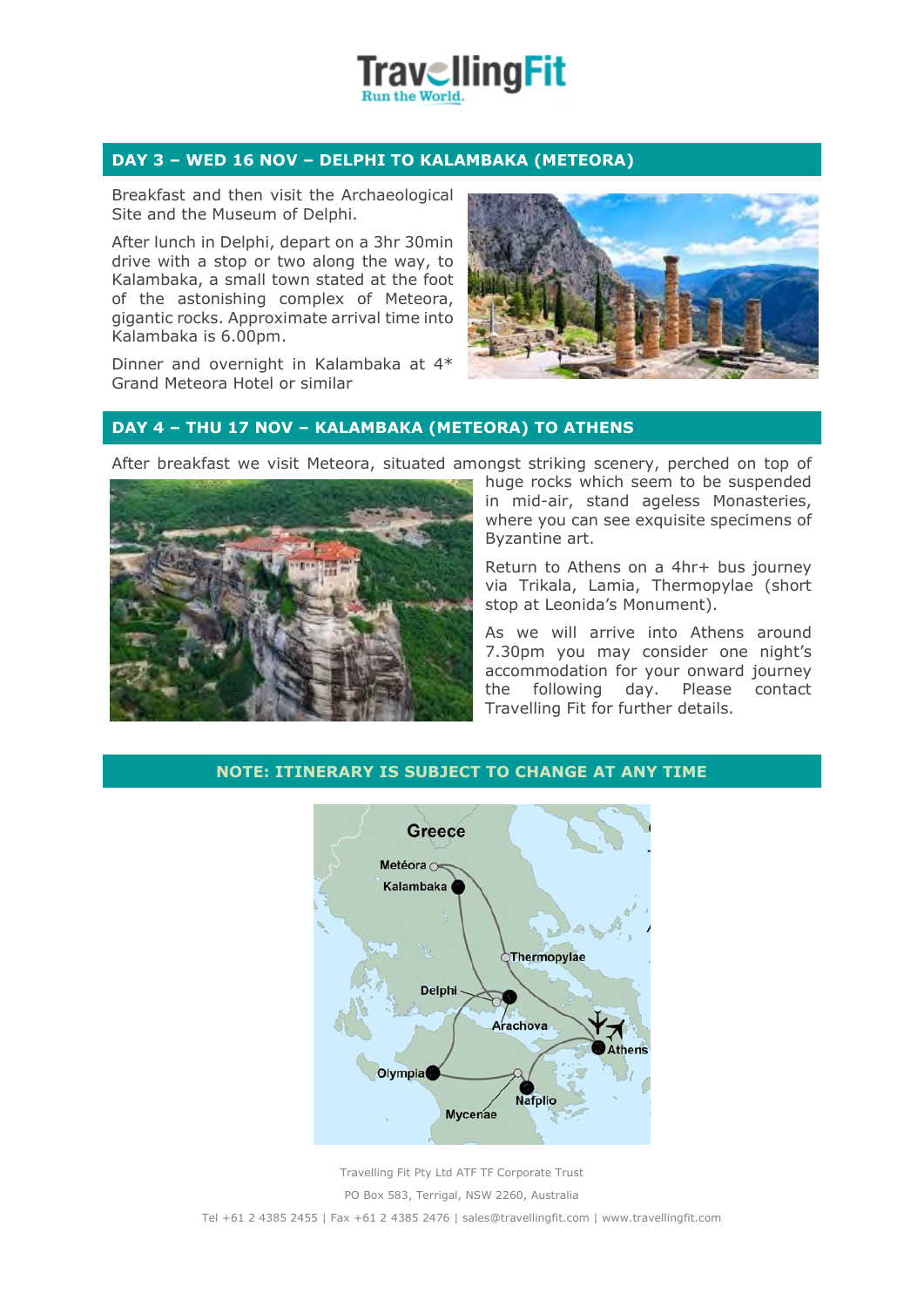## DAY 3 – WED 16 NOV – DELPHI TO KALAMBAKA (METEORA)

Breakfast and then visit the Archaeological Site and the Museum of Delphi.

After lunch in Delphi, depart on a 3hr 30min drive with a stop or two along the way, to Kalambaka, a small town stated at the foot of the astonishing complex of Meteora, gigantic rocks. Approximate arrival time into Kalambaka is 6.00pm.

Dinner and overnight in Kalambaka at 4* Grand Meteora Hotel or similar

## DAY 4 – THU 17 NOV – KALAMBAKA (METEORA) TO ATHENS

After breakfast we visit Meteora, situated amongst striking scenery, perched on top of huge rocks which seem to be suspended in mid-air, stand ageless Monasteries, where you can see exquisite specimens of Byzantine art.

Return to Athens on a 4hr+ bus journey via Trikala, Lamia, Thermopylae (short stop at Leonida's Monument).

As we will arrive into Athens around 7.30pm you may consider one night's accommodation for your onward journey the following day. Please contact Travelling Fit for further details.

**NOTE: ITINERARY IS SUBJECT TO CHANGE AT ANY TIME**

Greece
Meteora
Kalambaka
Thermopylae
Delphi
Arachova
Athens
Olympia
Nafplio
Mycenae